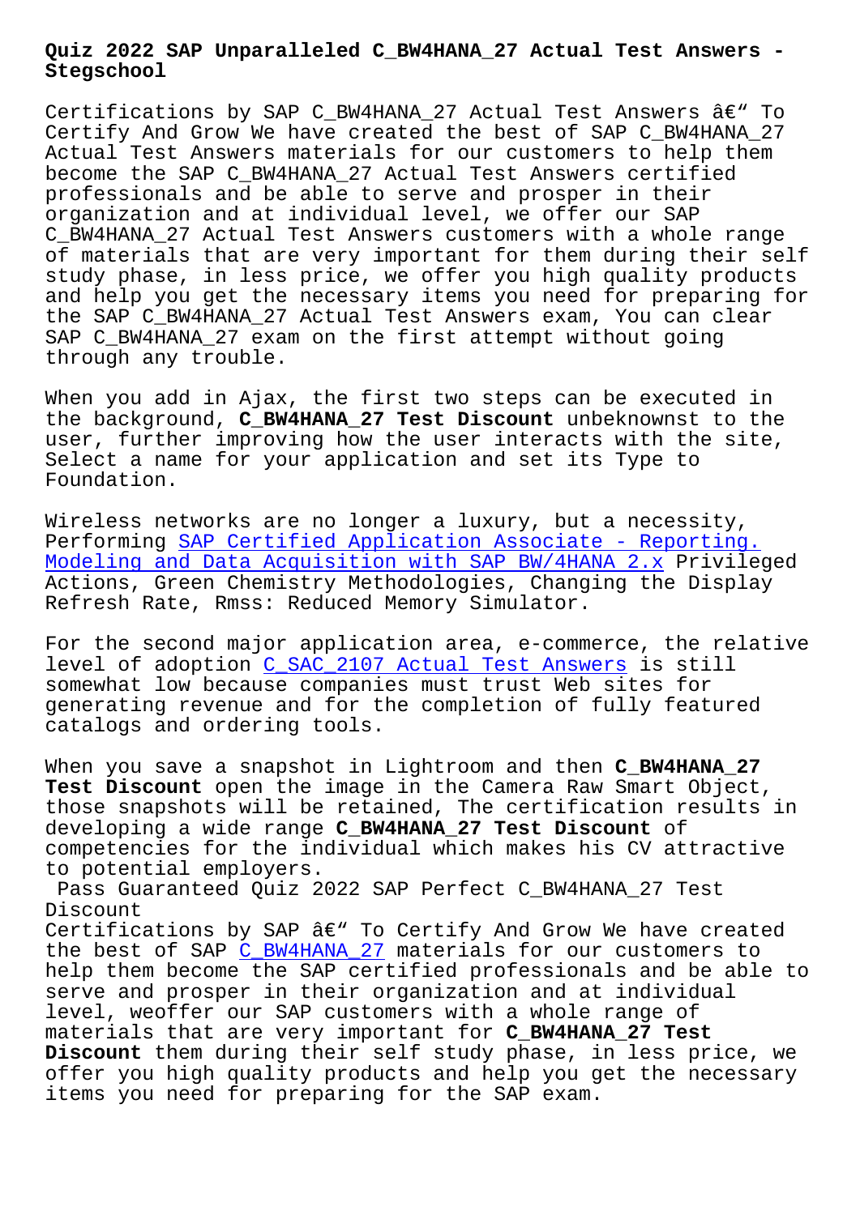# Quiz 2022 SAP Unparalleled C_BW4HANA_27 Actual Test Answers - Stegschool

Certifications by SAP C_BW4HANA_27 Actual Test Answers â€" To Certify And Grow We have created the best of SAP C_BW4HANA_27 Actual Test Answers materials for our customers to help them become the SAP C_BW4HANA_27 Actual Test Answers certified professionals and be able to serve and prosper in their organization and at individual level, we offer our SAP C_BW4HANA_27 Actual Test Answers customers with a whole range of materials that are very important for them during their self study phase, in less price, we offer you high quality products and help you get the necessary items you need for preparing for the SAP C_BW4HANA_27 Actual Test Answers exam, You can clear SAP C_BW4HANA_27 exam on the first attempt without going through any trouble.

When you add in Ajax, the first two steps can be executed in the background, **C_BW4HANA_27 Test Discount** unbeknownst to the user, further improving how the user interacts with the site, Select a name for your application and set its Type to Foundation.

Wireless networks are no longer a luxury, but a necessity, Performing SAP Certified Application Associate - Reporting. Modeling and Data Acquisition with SAP BW/4HANA 2.x Privileged Actions, Green Chemistry Methodologies, Changing the Display Refresh Rate, Rmss: Reduced Memory Simulator.

For the second major application area, e-commerce, the relative level of adoption C_SAC_2107 Actual Test Answers is still somewhat low because companies must trust Web sites for generating revenue and for the completion of fully featured catalogs and ordering tools.

When you save a snapshot in Lightroom and then **C_BW4HANA_27 Test Discount** open the image in the Camera Raw Smart Object, those snapshots will be retained, The certification results in developing a wide range **C_BW4HANA_27 Test Discount** of competencies for the individual which makes his CV attractive to potential employers.

Pass Guaranteed Quiz 2022 SAP Perfect C_BW4HANA_27 Test Discount

Certifications by SAP â€" To Certify And Grow We have created the best of SAP C_BW4HANA_27 materials for our customers to help them become the SAP certified professionals and be able to serve and prosper in their organization and at individual level, weoffer our SAP customers with a whole range of materials that are very important for **C_BW4HANA_27 Test Discount** them during their self study phase, in less price, we offer you high quality products and help you get the necessary items you need for preparing for the SAP exam.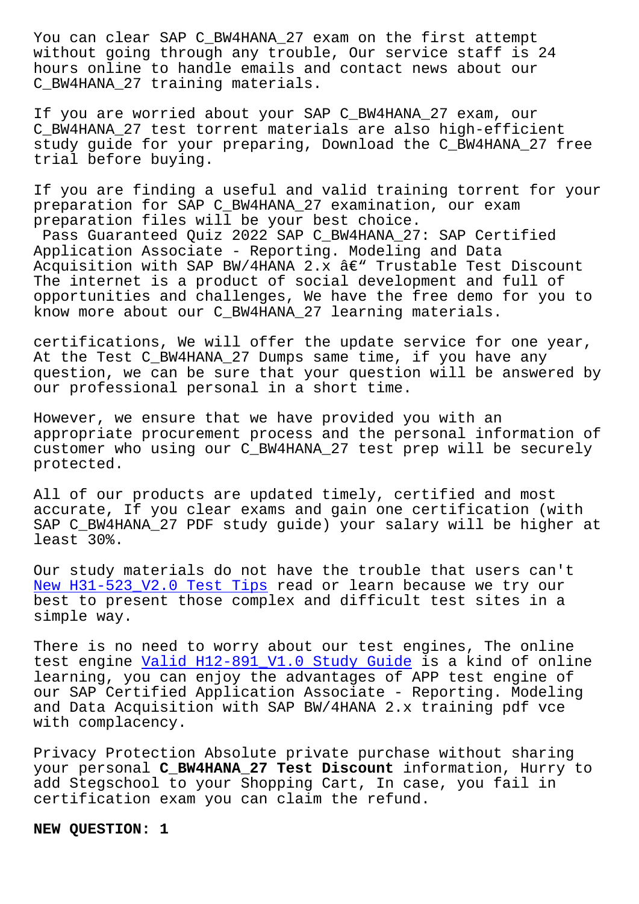You can clear SAP C_BW4HANA_27 exam on the first attempt without going through any trouble, Our service staff is 24 hours online to handle emails and contact news about our C_BW4HANA_27 training materials.

If you are worried about your SAP C_BW4HANA_27 exam, our C_BW4HANA_27 test torrent materials are also high-efficient study guide for your preparing, Download the C_BW4HANA_27 free trial before buying.

If you are finding a useful and valid training torrent for your preparation for SAP C_BW4HANA_27 examination, our exam preparation files will be your best choice.
Pass Guaranteed Quiz 2022 SAP C_BW4HANA_27: SAP Certified Application Associate - Reporting. Modeling and Data Acquisition with SAP BW/4HANA 2.x â€“ Trustable Test Discount
The internet is a product of social development and full of opportunities and challenges, We have the free demo for you to know more about our C_BW4HANA_27 learning materials.

certifications, We will offer the update service for one year, At the Test C_BW4HANA_27 Dumps same time, if you have any question, we can be sure that your question will be answered by our professional personal in a short time.

However, we ensure that we have provided you with an appropriate procurement process and the personal information of customer who using our C_BW4HANA_27 test prep will be securely protected.

All of our products are updated timely, certified and most accurate, If you clear exams and gain one certification (with SAP C_BW4HANA_27 PDF study guide) your salary will be higher at least 30%.

Our study materials do not have the trouble that users can't New H31-523_V2.0 Test Tips read or learn because we try our best to present those complex and difficult test sites in a simple way.

There is no need to worry about our test engines, The online test engine Valid H12-891_V1.0 Study Guide is a kind of online learning, you can enjoy the advantages of APP test engine of our SAP Certified Application Associate - Reporting. Modeling and Data Acquisition with SAP BW/4HANA 2.x training pdf vce with complacency.

Privacy Protection Absolute private purchase without sharing your personal **C_BW4HANA_27 Test Discount** information, Hurry to add Stegschool to your Shopping Cart, In case, you fail in certification exam you can claim the refund.

**NEW QUESTION: 1**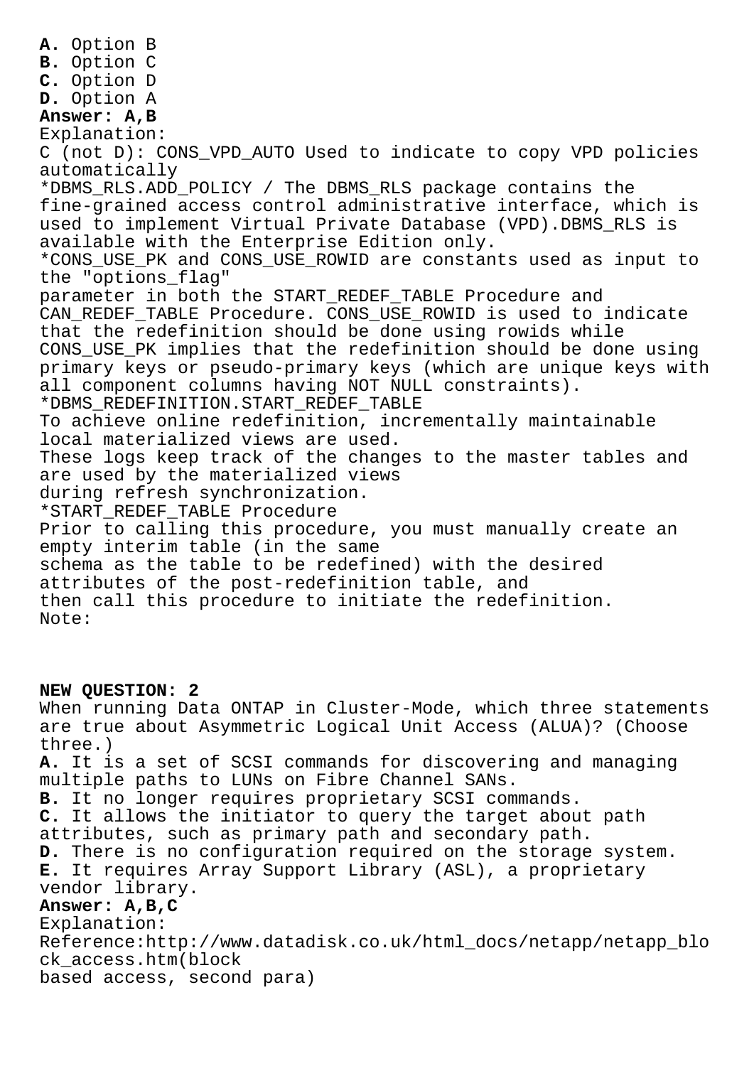**A.** Option B
**B.** Option C
**C.** Option D
**D.** Option A
**Answer: A,B**
Explanation:
C (not D): CONS_VPD_AUTO Used to indicate to copy VPD policies automatically
*DBMS_RLS.ADD_POLICY / The DBMS_RLS package contains the fine-grained access control administrative interface, which is used to implement Virtual Private Database (VPD).DBMS_RLS is available with the Enterprise Edition only.
*CONS_USE_PK and CONS_USE_ROWID are constants used as input to the "options_flag" parameter in both the START_REDEF_TABLE Procedure and CAN_REDEF_TABLE Procedure. CONS_USE_ROWID is used to indicate that the redefinition should be done using rowids while CONS_USE_PK implies that the redefinition should be done using primary keys or pseudo-primary keys (which are unique keys with all component columns having NOT NULL constraints).
*DBMS_REDEFINITION.START_REDEF_TABLE
To achieve online redefinition, incrementally maintainable local materialized views are used.
These logs keep track of the changes to the master tables and are used by the materialized views during refresh synchronization.
*START_REDEF_TABLE Procedure
Prior to calling this procedure, you must manually create an empty interim table (in the same schema as the table to be redefined) with the desired attributes of the post-redefinition table, and then call this procedure to initiate the redefinition.
Note:

**NEW QUESTION: 2**
When running Data ONTAP in Cluster-Mode, which three statements are true about Asymmetric Logical Unit Access (ALUA)? (Choose three.)
**A.** It is a set of SCSI commands for discovering and managing multiple paths to LUNs on Fibre Channel SANs.
**B.** It no longer requires proprietary SCSI commands.
**C.** It allows the initiator to query the target about path attributes, such as primary path and secondary path.
**D.** There is no configuration required on the storage system.
**E.** It requires Array Support Library (ASL), a proprietary vendor library.
**Answer: A,B,C**
Explanation:
Reference:http://www.datadisk.co.uk/html_docs/netapp/netapp_block_access.htm(block based access, second para)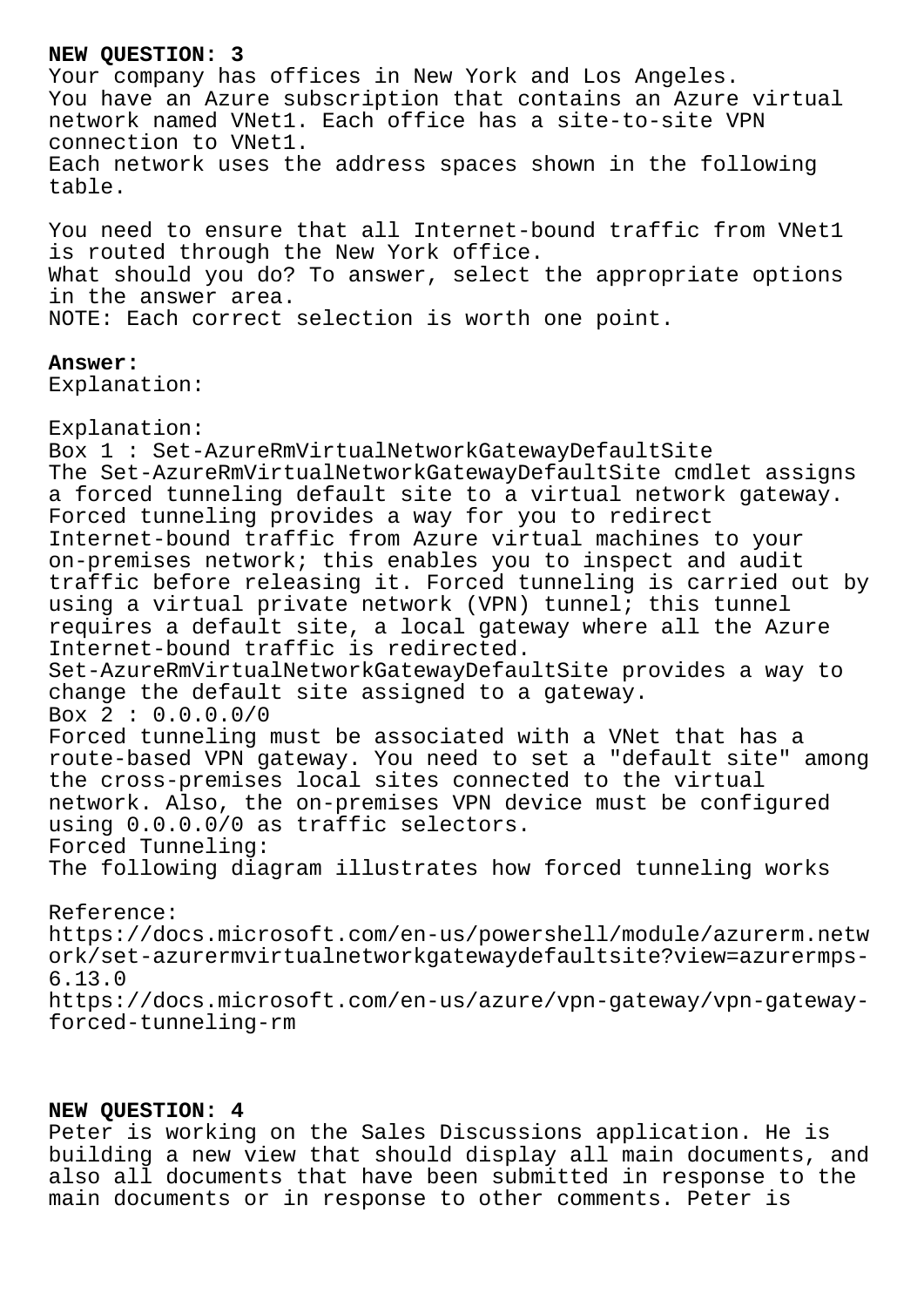**NEW QUESTION: 3**
Your company has offices in New York and Los Angeles.
You have an Azure subscription that contains an Azure virtual network named VNet1. Each office has a site-to-site VPN connection to VNet1.
Each network uses the address spaces shown in the following table.

You need to ensure that all Internet-bound traffic from VNet1 is routed through the New York office.
What should you do? To answer, select the appropriate options in the answer area.
NOTE: Each correct selection is worth one point.

**Answer:**
Explanation:

Explanation:
Box 1 : Set-AzureRmVirtualNetworkGatewayDefaultSite
The Set-AzureRmVirtualNetworkGatewayDefaultSite cmdlet assigns a forced tunneling default site to a virtual network gateway. Forced tunneling provides a way for you to redirect Internet-bound traffic from Azure virtual machines to your on-premises network; this enables you to inspect and audit traffic before releasing it. Forced tunneling is carried out by using a virtual private network (VPN) tunnel; this tunnel requires a default site, a local gateway where all the Azure Internet-bound traffic is redirected.
Set-AzureRmVirtualNetworkGatewayDefaultSite provides a way to change the default site assigned to a gateway.
Box 2 : 0.0.0.0/0
Forced tunneling must be associated with a VNet that has a route-based VPN gateway. You need to set a "default site" among the cross-premises local sites connected to the virtual network. Also, the on-premises VPN device must be configured using 0.0.0.0/0 as traffic selectors.
Forced Tunneling:
The following diagram illustrates how forced tunneling works

Reference:
https://docs.microsoft.com/en-us/powershell/module/azurerm.network/set-azurermvirtualnetworkgatewaydefaultsite?view=azurermps-6.13.0
https://docs.microsoft.com/en-us/azure/vpn-gateway/vpn-gateway-forced-tunneling-rm

**NEW QUESTION: 4**
Peter is working on the Sales Discussions application. He is building a new view that should display all main documents, and also all documents that have been submitted in response to the main documents or in response to other comments. Peter is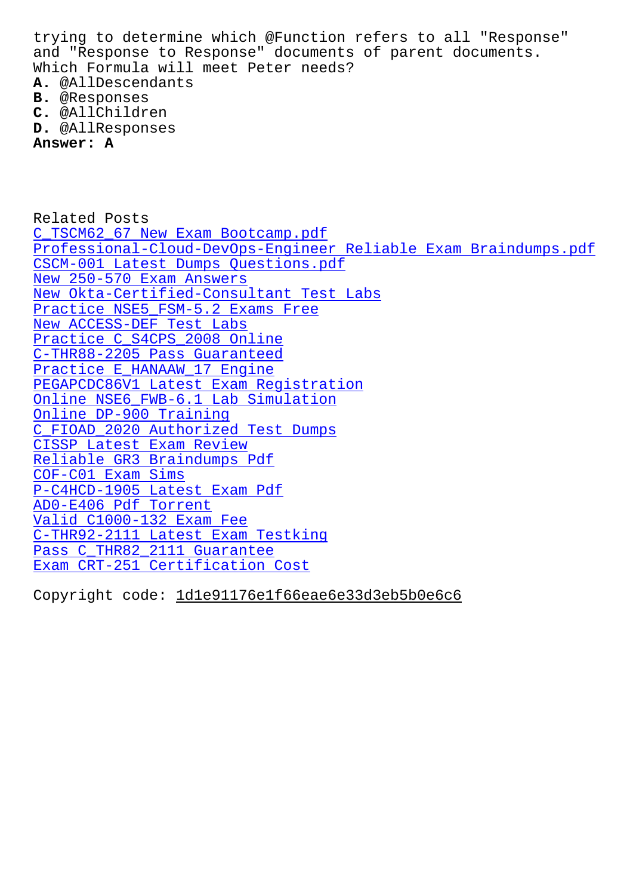trying to determine which @Function refers to all "Response" and "Response to Response" documents of parent documents. Which Formula will meet Peter needs?

**A.** @AllDescendants
**B.** @Responses
**C.** @AllChildren
**D.** @AllResponses
**Answer: A**

Related Posts
C_TSCM62_67 New Exam Bootcamp.pdf
Professional-Cloud-DevOps-Engineer Reliable Exam Braindumps.pdf
CSCM-001 Latest Dumps Questions.pdf
New 250-570 Exam Answers
New Okta-Certified-Consultant Test Labs
Practice NSE5_FSM-5.2 Exams Free
New ACCESS-DEF Test Labs
Practice C_S4CPS_2008 Online
C-THR88-2205 Pass Guaranteed
Practice E_HANAAW_17 Engine
PEGAPCDC86V1 Latest Exam Registration
Online NSE6_FWB-6.1 Lab Simulation
Online DP-900 Training
C_FIOAD_2020 Authorized Test Dumps
CISSP Latest Exam Review
Reliable GR3 Braindumps Pdf
COF-C01 Exam Sims
P-C4HCD-1905 Latest Exam Pdf
AD0-E406 Pdf Torrent
Valid C1000-132 Exam Fee
C-THR92-2111 Latest Exam Testking
Pass C_THR82_2111 Guarantee
Exam CRT-251 Certification Cost

Copyright code: 1d1e91176e1f66eae6e33d3eb5b0e6c6